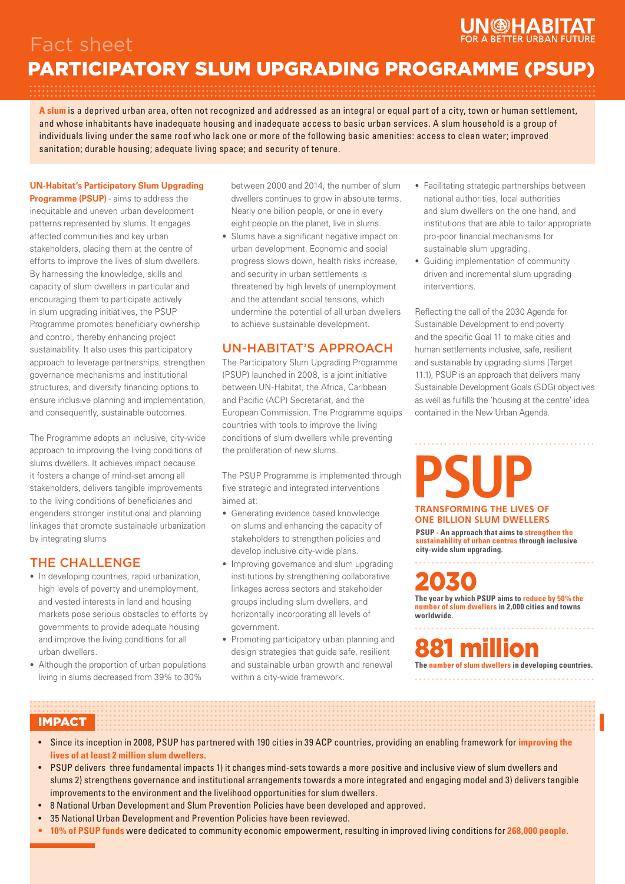UN-HABITAT
FOR A BETTER URBAN FUTURE

Fact sheet

# PARTICIPATORY SLUM UPGRADING PROGRAMME (PSUP)

**A slum** is a deprived urban area, often not recognized and addressed as an integral or equal part of a city, town or human settlement, and whose inhabitants have inadequate housing and inadequate access to basic urban services. A slum household is a group of individuals living under the same roof who lack one or more of the following basic amenities: access to clean water; improved sanitation; durable housing; adequate living space; and security of tenure.

**UN-Habitat's Participatory Slum Upgrading Programme (PSUP)** - aims to address the inequitable and uneven urban development patterns represented by slums. It engages affected communities and key urban stakeholders, placing them at the centre of efforts to improve the lives of slum dwellers. By harnessing the knowledge, skills and capacity of slum dwellers in particular and encouraging them to participate actively in slum upgrading initiatives, the PSUP Programme promotes beneficiary ownership and control, thereby enhancing project sustainability. It also uses this participatory approach to leverage partnerships, strengthen governance mechanisms and institutional structures, and diversify financing options to ensure inclusive planning and implementation, and consequently, sustainable outcomes.

The Programme adopts an inclusive, city-wide approach to improving the living conditions of slums dwellers. It achieves impact because it fosters a change of mind-set among all stakeholders, delivers tangible improvements to the living conditions of beneficiaries and engenders stronger institutional and planning linkages that promote sustainable urbanization by integrating slums

## THE CHALLENGE

- In developing countries, rapid urbanization, high levels of poverty and unemployment, and vested interests in land and housing markets pose serious obstacles to efforts by governments to provide adequate housing and improve the living conditions for all urban dwellers.
- Although the proportion of urban populations living in slums decreased from 39% to 30% between 2000 and 2014, the number of slum dwellers continues to grow in absolute terms. Nearly one billion people, or one in every eight people on the planet, live in slums.
- Slums have a significant negative impact on urban development. Economic and social progress slows down, health risks increase, and security in urban settlements is threatened by high levels of unemployment and the attendant social tensions, which undermine the potential of all urban dwellers to achieve sustainable development.

## UN-HABITAT'S APPROACH

The Participatory Slum Upgrading Programme (PSUP) launched in 2008, is a joint initiative between UN-Habitat, the Africa, Caribbean and Pacific (ACP) Secretariat, and the European Commission. The Programme equips countries with tools to improve the living conditions of slum dwellers while preventing the proliferation of new slums.

The PSUP Programme is implemented through five strategic and integrated interventions aimed at:

- Generating evidence based knowledge on slums and enhancing the capacity of stakeholders to strengthen policies and develop inclusive city-wide plans.
- Improving governance and slum upgrading institutions by strengthening collaborative linkages across sectors and stakeholder groups including slum dwellers, and horizontally incorporating all levels of government.
- Promoting participatory urban planning and design strategies that guide safe, resilient and sustainable urban growth and renewal within a city-wide framework.
- Facilitating strategic partnerships between national authorities, local authorities and slum dwellers on the one hand, and institutions that are able to tailor appropriate pro-poor financial mechanisms for sustainable slum upgrading.
- Guiding implementation of community driven and incremental slum upgrading interventions.

Reflecting the call of the 2030 Agenda for Sustainable Development to end poverty and the specific Goal 11 to make cities and human settlements inclusive, safe, resilient and sustainable by upgrading slums (Target 11.1), PSUP is an approach that delivers many Sustainable Development Goals (SDG) objectives as well as fulfills the 'housing at the centre' idea contained in the New Urban Agenda.

**PSUP**

**TRANSFORMING THE LIVES OF ONE BILLION SLUM DWELLERS**

**PSUP - An approach that aims to strengthen the sustainability of urban centres through inclusive city-wide slum upgrading.**

**2030**

**The year by which PSUP aims to reduce by 50% the number of slum dwellers in 2,000 cities and towns worldwide.**

**881 million**

**The number of slum dwellers in developing countries.**

## IMPACT

- Since its inception in 2008, PSUP has partnered with 190 cities in 39 ACP countries, providing an enabling framework for **improving the lives of at least 2 million slum dwellers**.
- PSUP delivers three fundamental impacts 1) it changes mind-sets towards a more positive and inclusive view of slum dwellers and slums 2) strengthens governance and institutional arrangements towards a more integrated and engaging model and 3) delivers tangible improvements to the environment and the livelihood opportunities for slum dwellers.
- 8 National Urban Development and Slum Prevention Policies have been developed and approved.
- 35 National Urban Development and Prevention Policies have been reviewed.
- **10% of PSUP funds** were dedicated to community economic empowerment, resulting in improved living conditions for **268,000 people.**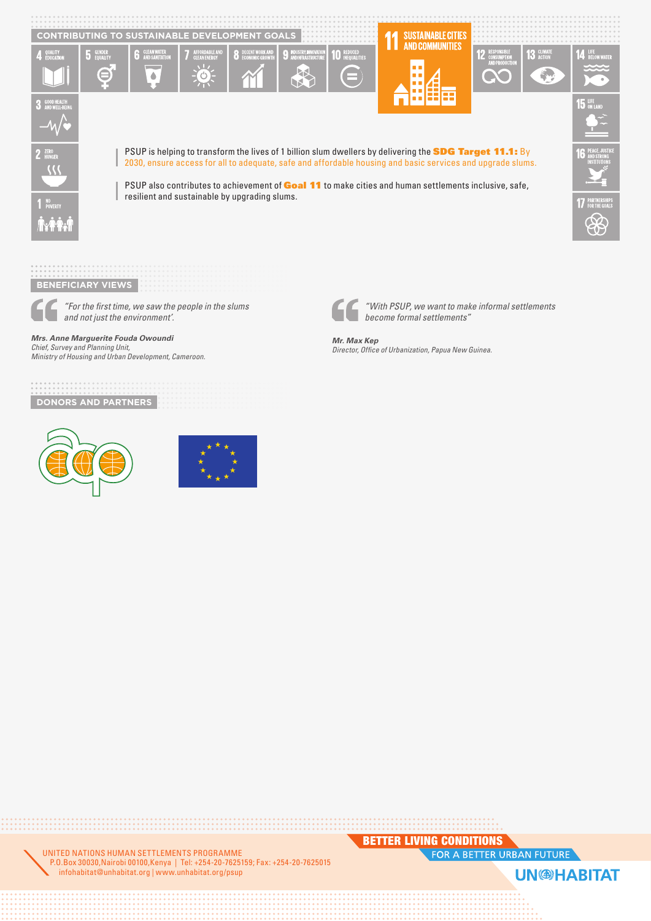## CONTRIBUTING TO SUSTAINABLE DEVELOPMENT GOALS

4 QUALITY EDUCATION
5 GENDER EQUALITY
6 CLEAN WATER AND SANITATION
7 AFFORDABLE AND CLEAN ENERGY
8 DECENT WORK AND ECONOMIC GROWTH
9 INDUSTRY, INNOVATION AND INFRASTRUCTURE
10 REDUCED INEQUALITIES
11 SUSTAINABLE CITIES AND COMMUNITIES
12 RESPONSIBLE CONSUMPTION AND PRODUCTION
13 CLIMATE ACTION
14 LIFE BELOW WATER
15 LIFE ON LAND
16 PEACE, JUSTICE AND STRONG INSTITUTIONS
17 PARTNERSHIPS FOR THE GOALS
3 GOOD HEALTH AND WELL-BEING
2 ZERO HUNGER
1 NO POVERTY

PSUP is helping to transform the lives of 1 billion slum dwellers by delivering the **SDG Target 11.1:** By 2030, ensure access for all to adequate, safe and affordable housing and basic services and upgrade slums.

PSUP also contributes to achievement of **Goal 11** to make cities and human settlements inclusive, safe, resilient and sustainable by upgrading slums.

## BENEFICIARY VIEWS

*"For the first time, we saw the people in the slums and not just the environment'.*

***Mrs. Anne Marguerite Fouda Owoundi***
*Chief, Survey and Planning Unit,*
*Ministry of Housing and Urban Development, Cameroon.*

*"With PSUP, we want to make informal settlements become formal settlements"*

***Mr. Max Kep***
*Director, Office of Urbanization, Papua New Guinea.*

## DONORS AND PARTNERS

UNITED NATIONS HUMAN SETTLEMENTS PROGRAMME
P.O.Box 30030,Nairobi 00100,Kenya | Tel: +254-20-7625159; Fax: +254-20-7625015
infohabitat@unhabitat.org | www.unhabitat.org/psup

BETTER LIVING CONDITIONS
FOR A BETTER URBAN FUTURE
UN-HABITAT